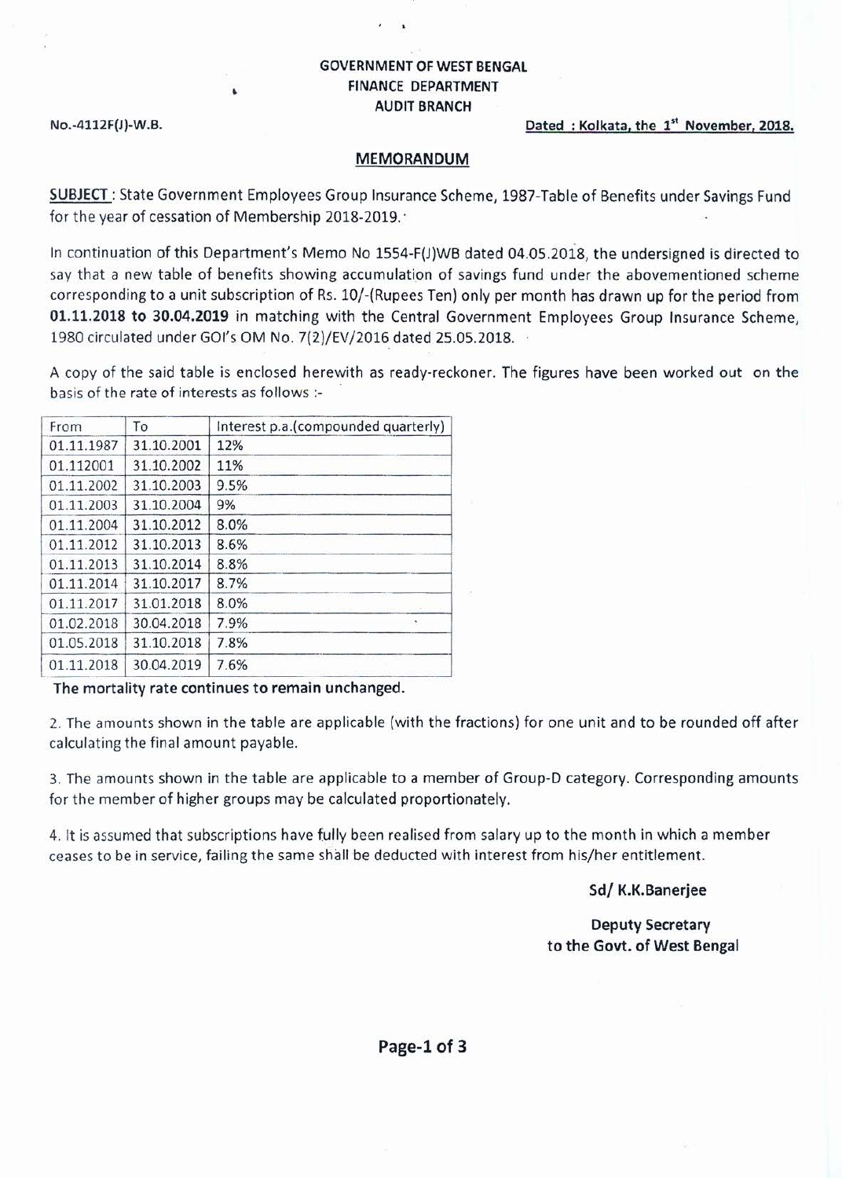**GOVERNMENT OF WEST BENGAL**
**FINANCE DEPARTMENT**
**AUDIT BRANCH**

No.-4112F(J)-W.B.

**Dated : Kolkata, the 1st November, 2018.**

## MEMORANDUM

**SUBJECT** : State Government Employees Group Insurance Scheme, 1987-Table of Benefits under Savings Fund for the year of cessation of Membership 2018-2019.

In continuation of this Department's Memo No 1554-F(J)WB dated 04.05.2018, the undersigned is directed to say that a new table of benefits showing accumulation of savings fund under the abovementioned scheme corresponding to a unit subscription of Rs. 10/-(Rupees Ten) only per month has drawn up for the period from **01.11.2018 to 30.04.2019** in matching with the Central Government Employees Group Insurance Scheme, 1980 circulated under GOI's OM No. 7(2)/EV/2016 dated 25.05.2018.

A copy of the said table is enclosed herewith as ready-reckoner. The figures have been worked out on the basis of the rate of interests as follows :-

| From | To | Interest p.a.(compounded quarterly) |
|---|---|---|
| 01.11.1987 | 31.10.2001 | 12% |
| 01.112001 | 31.10.2002 | 11% |
| 01.11.2002 | 31.10.2003 | 9.5% |
| 01.11.2003 | 31.10.2004 | 9% |
| 01.11.2004 | 31.10.2012 | 8.0% |
| 01.11.2012 | 31.10.2013 | 8.6% |
| 01.11.2013 | 31.10.2014 | 8.8% |
| 01.11.2014 | 31.10.2017 | 8.7% |
| 01.11.2017 | 31.01.2018 | 8.0% |
| 01.02.2018 | 30.04.2018 | 7.9% |
| 01.05.2018 | 31.10.2018 | 7.8% |
| 01.11.2018 | 30.04.2019 | 7.6% |

**The mortality rate continues to remain unchanged.**

2. The amounts shown in the table are applicable (with the fractions) for one unit and to be rounded off after calculating the final amount payable.

3. The amounts shown in the table are applicable to a member of Group-D category. Corresponding amounts for the member of higher groups may be calculated proportionately.

4. It is assumed that subscriptions have fully been realised from salary up to the month in which a member ceases to be in service, failing the same shall be deducted with interest from his/her entitlement.

**Sd/ K.K.Banerjee**

**Deputy Secretary**
**to the Govt. of West Bengal**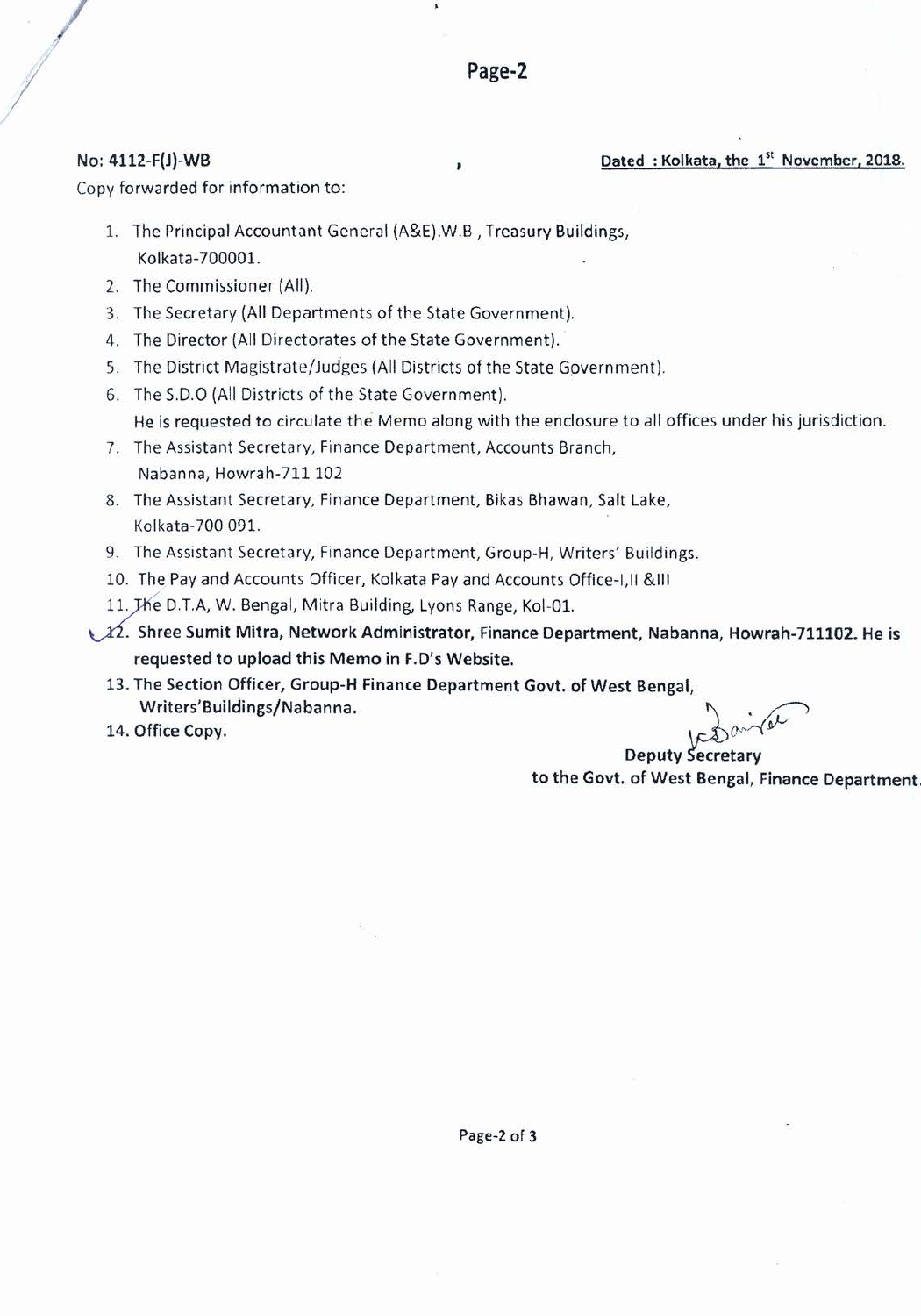No: 4112-F(J)-WB **Dated : Kolkata, the 1st November, 2018.**

Copy forwarded for information to:

1. The Principal Accountant General (A&E).W.B , Treasury Buildings, Kolkata-700001.
2. The Commissioner (All).
3. The Secretary (All Departments of the State Government).
4. The Director (All Directorates of the State Government).
5. The District Magistrate/Judges (All Districts of the State Government).
6. The S.D.O (All Districts of the State Government).
   He is requested to circulate the Memo along with the enclosure to all offices under his jurisdiction.
7. The Assistant Secretary, Finance Department, Accounts Branch, Nabanna, Howrah-711 102
8. The Assistant Secretary, Finance Department, Bikas Bhawan, Salt Lake, Kolkata-700 091.
9. The Assistant Secretary, Finance Department, Group-H, Writers' Buildings.
10. The Pay and Accounts Officer, Kolkata Pay and Accounts Office-I,II &III
11. The D.T.A, W. Bengal, Mitra Building, Lyons Range, Kol-01.
12. **Shree Sumit Mitra, Network Administrator, Finance Department, Nabanna, Howrah-711102. He is requested to upload this Memo in F.D's Website.**
13. **The Section Officer, Group-H Finance Department Govt. of West Bengal, Writers'Buildings/Nabanna.**
14. **Office Copy.**

**Deputy Secretary**
**to the Govt. of West Bengal, Finance Department.**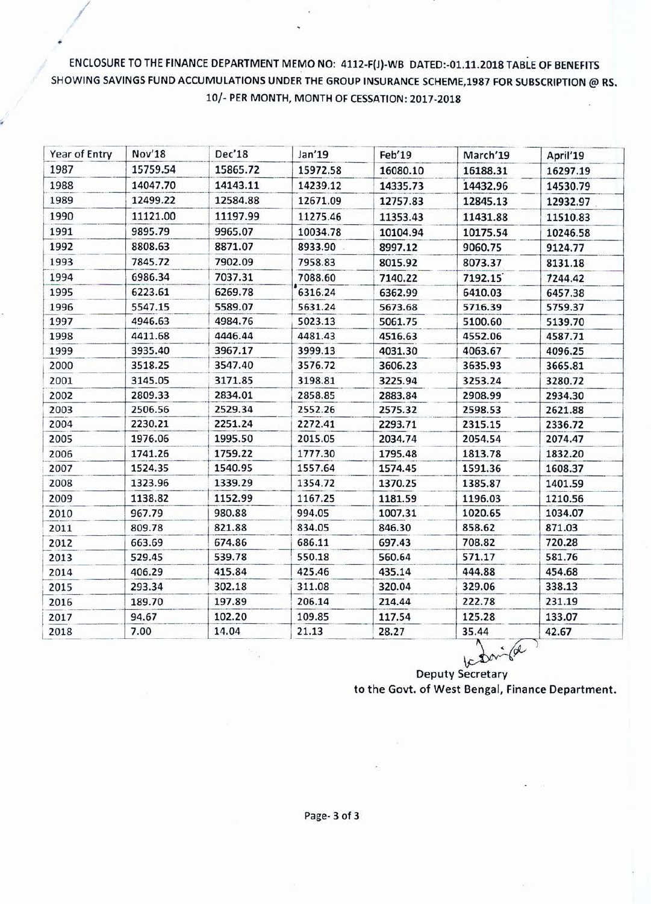ENCLOSURE TO THE FINANCE DEPARTMENT MEMO NO: 4112-F(J)-WB DATED:-01.11.2018 TABLE OF BENEFITS SHOWING SAVINGS FUND ACCUMULATIONS UNDER THE GROUP INSURANCE SCHEME,1987 FOR SUBSCRIPTION @ RS. 10/- PER MONTH, MONTH OF CESSATION: 2017-2018

| Year of Entry | Nov'18 | Dec'18 | Jan'19 | Feb'19 | March'19 | April'19 |
|---|---|---|---|---|---|---|
| 1987 | 15759.54 | 15865.72 | 15972.58 | 16080.10 | 16188.31 | 16297.19 |
| 1988 | 14047.70 | 14143.11 | 14239.12 | 14335.73 | 14432.96 | 14530.79 |
| 1989 | 12499.22 | 12584.88 | 12671.09 | 12757.83 | 12845.13 | 12932.97 |
| 1990 | 11121.00 | 11197.99 | 11275.46 | 11353.43 | 11431.88 | 11510.83 |
| 1991 | 9895.79 | 9965.07 | 10034.78 | 10104.94 | 10175.54 | 10246.58 |
| 1992 | 8808.63 | 8871.07 | 8933.90 | 8997.12 | 9060.75 | 9124.77 |
| 1993 | 7845.72 | 7902.09 | 7958.83 | 8015.92 | 8073.37 | 8131.18 |
| 1994 | 6986.34 | 7037.31 | 7088.60 | 7140.22 | 7192.15 | 7244.42 |
| 1995 | 6223.61 | 6269.78 | 6316.24 | 6362.99 | 6410.03 | 6457.38 |
| 1996 | 5547.15 | 5589.07 | 5631.24 | 5673.68 | 5716.39 | 5759.37 |
| 1997 | 4946.63 | 4984.76 | 5023.13 | 5061.75 | 5100.60 | 5139.70 |
| 1998 | 4411.68 | 4446.44 | 4481.43 | 4516.63 | 4552.06 | 4587.71 |
| 1999 | 3935.40 | 3967.17 | 3999.13 | 4031.30 | 4063.67 | 4096.25 |
| 2000 | 3518.25 | 3547.40 | 3576.72 | 3606.23 | 3635.93 | 3665.81 |
| 2001 | 3145.05 | 3171.85 | 3198.81 | 3225.94 | 3253.24 | 3280.72 |
| 2002 | 2809.33 | 2834.01 | 2858.85 | 2883.84 | 2908.99 | 2934.30 |
| 2003 | 2506.56 | 2529.34 | 2552.26 | 2575.32 | 2598.53 | 2621.88 |
| 2004 | 2230.21 | 2251.24 | 2272.41 | 2293.71 | 2315.15 | 2336.72 |
| 2005 | 1976.06 | 1995.50 | 2015.05 | 2034.74 | 2054.54 | 2074.47 |
| 2006 | 1741.26 | 1759.22 | 1777.30 | 1795.48 | 1813.78 | 1832.20 |
| 2007 | 1524.35 | 1540.95 | 1557.64 | 1574.45 | 1591.36 | 1608.37 |
| 2008 | 1323.96 | 1339.29 | 1354.72 | 1370.25 | 1385.87 | 1401.59 |
| 2009 | 1138.82 | 1152.99 | 1167.25 | 1181.59 | 1196.03 | 1210.56 |
| 2010 | 967.79 | 980.88 | 994.05 | 1007.31 | 1020.65 | 1034.07 |
| 2011 | 809.78 | 821.88 | 834.05 | 846.30 | 858.62 | 871.03 |
| 2012 | 663.69 | 674.86 | 686.11 | 697.43 | 708.82 | 720.28 |
| 2013 | 529.45 | 539.78 | 550.18 | 560.64 | 571.17 | 581.76 |
| 2014 | 406.29 | 415.84 | 425.46 | 435.14 | 444.88 | 454.68 |
| 2015 | 293.34 | 302.18 | 311.08 | 320.04 | 329.06 | 338.13 |
| 2016 | 189.70 | 197.89 | 206.14 | 214.44 | 222.78 | 231.19 |
| 2017 | 94.67 | 102.20 | 109.85 | 117.54 | 125.28 | 133.07 |
| 2018 | 7.00 | 14.04 | 21.13 | 28.27 | 35.44 | 42.67 |

Deputy Secretary
to the Govt. of West Bengal, Finance Department.